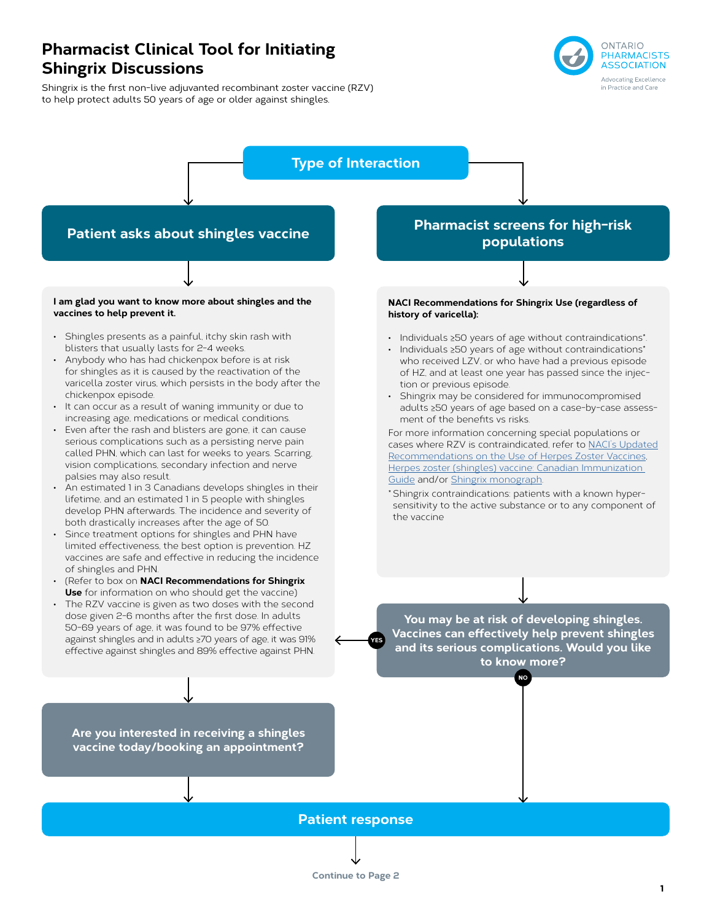# Pharmacist Clinical Tool for Initiating Shingrix Discussions

Shingrix is the first non-live adjuvanted recombinant zoster vaccine (RZV) to help protect adults 50 years of age or older against shingles.

ONTARIO PHARMACISTS ASSOCIATION
Advocating Excellence in Practice and Care

## Type of Interaction

### Patient asks about shingles vaccine

**I am glad you want to know more about shingles and the vaccines to help prevent it.**

- Shingles presents as a painful, itchy skin rash with blisters that usually lasts for 2-4 weeks.
- Anybody who has had chickenpox before is at risk for shingles as it is caused by the reactivation of the varicella zoster virus, which persists in the body after the chickenpox episode.
- It can occur as a result of waning immunity or due to increasing age, medications or medical conditions.
- Even after the rash and blisters are gone, it can cause serious complications such as a persisting nerve pain called PHN, which can last for weeks to years. Scarring, vision complications, secondary infection and nerve palsies may also result.
- An estimated 1 in 3 Canadians develops shingles in their lifetime, and an estimated 1 in 5 people with shingles develop PHN afterwards. The incidence and severity of both drastically increases after the age of 50.
- Since treatment options for shingles and PHN have limited effectiveness, the best option is prevention. HZ vaccines are safe and effective in reducing the incidence of shingles and PHN.
- (Refer to box on **NACI Recommendations for Shingrix Use** for information on who should get the vaccine)
- The RZV vaccine is given as two doses with the second dose given 2-6 months after the first dose. In adults 50-69 years of age, it was found to be 97% effective against shingles and in adults ≥70 years of age, it was 91% effective against shingles and 89% effective against PHN.

**Are you interested in receiving a shingles vaccine today/booking an appointment?**

### Pharmacist screens for high-risk populations

**NACI Recommendations for Shingrix Use (regardless of history of varicella):**

- Individuals ≥50 years of age without contraindications*.
- Individuals ≥50 years of age without contraindications* who received LZV, or who have had a previous episode of HZ, and at least one year has passed since the injection or previous episode.
- Shingrix may be considered for immunocompromised adults ≥50 years of age based on a case-by-case assessment of the benefits vs risks.

For more information concerning special populations or cases where RZV is contraindicated, refer to [NACI's Updated Recommendations on the Use of Herpes Zoster Vaccines](), [Herpes zoster (shingles) vaccine: Canadian Immunization Guide]() and/or [Shingrix monograph]().

\* Shingrix contraindications: patients with a known hypersensitivity to the active substance or to any component of the vaccine

**You may be at risk of developing shingles. Vaccines can effectively help prevent shingles and its serious complications. Would you like to know more?**

- YES → go to "I am glad you want to know more about shingles and the vaccines to help prevent it."
- NO → Patient response

## Patient response

Continue to Page 2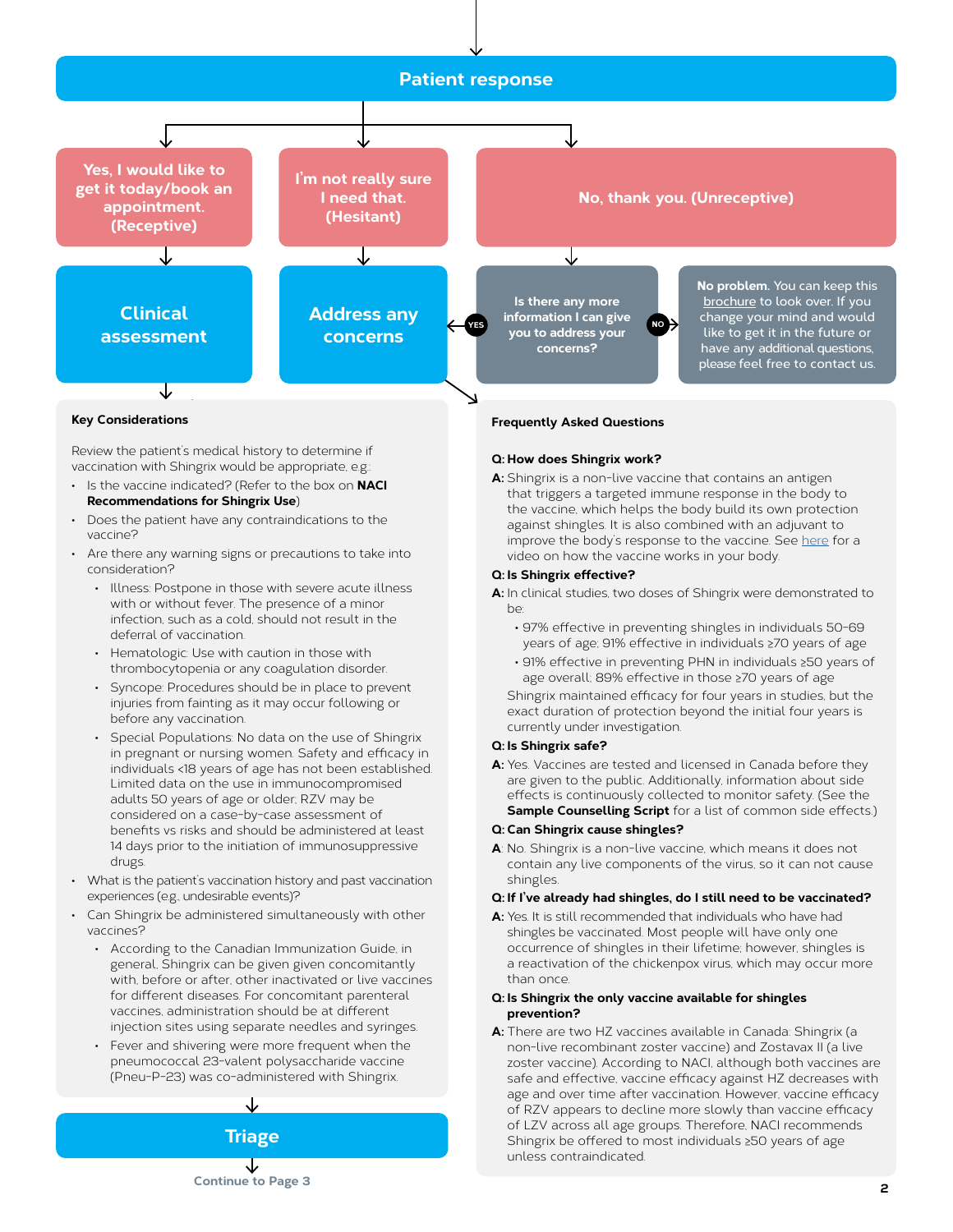## Patient response

**Yes, I would like to get it today/book an appointment. (Receptive)** → **Clinical assessment**

**I'm not really sure I need that. (Hesitant)** → **Address any concerns**

**No, thank you. (Unreceptive)** → **Is there any more information I can give you to address your concerns?**

- YES → **Address any concerns**
- NO → **No problem.** You can keep this brochure to look over. If you change your mind and would like to get it in the future or have any additional questions, please feel free to contact us.

### Key Considerations

Review the patient's medical history to determine if vaccination with Shingrix would be appropriate, e.g.:

- Is the vaccine indicated? (Refer to the box on **NACI Recommendations for Shingrix Use**)
- Does the patient have any contraindications to the vaccine?
- Are there any warning signs or precautions to take into consideration?
  - Illness: Postpone in those with severe acute illness with or without fever. The presence of a minor infection, such as a cold, should not result in the deferral of vaccination.
  - Hematologic: Use with caution in those with thrombocytopenia or any coagulation disorder.
  - Syncope: Procedures should be in place to prevent injuries from fainting as it may occur following or before any vaccination.
  - Special Populations: No data on the use of Shingrix in pregnant or nursing women. Safety and efficacy in individuals <18 years of age has not been established. Limited data on the use in immunocompromised adults 50 years of age or older; RZV may be considered on a case-by-case assessment of benefits vs risks and should be administered at least 14 days prior to the initiation of immunosuppressive drugs.
- What is the patient's vaccination history and past vaccination experiences (e.g., undesirable events)?
- Can Shingrix be administered simultaneously with other vaccines?
  - According to the Canadian Immunization Guide, in general, Shingrix can be given given concomitantly with, before or after, other inactivated or live vaccines for different diseases. For concomitant parenteral vaccines, administration should be at different injection sites using separate needles and syringes.
  - Fever and shivering were more frequent when the pneumococcal 23-valent polysaccharide vaccine (Pneu-P-23) was co-administered with Shingrix.

**Triage**

Continue to Page 3

### Frequently Asked Questions

**Q: How does Shingrix work?**

**A:** Shingrix is a non-live vaccine that contains an antigen that triggers a targeted immune response in the body to the vaccine, which helps the body build its own protection against shingles. It is also combined with an adjuvant to improve the body's response to the vaccine. See here for a video on how the vaccine works in your body.

**Q: Is Shingrix effective?**

**A:** In clinical studies, two doses of Shingrix were demonstrated to be:

- 97% effective in preventing shingles in individuals 50-69 years of age; 91% effective in individuals ≥70 years of age
- 91% effective in preventing PHN in individuals ≥50 years of age overall; 89% effective in those ≥70 years of age

Shingrix maintained efficacy for four years in studies, but the exact duration of protection beyond the initial four years is currently under investigation.

**Q: Is Shingrix safe?**

**A:** Yes. Vaccines are tested and licensed in Canada before they are given to the public. Additionally, information about side effects is continuously collected to monitor safety. (See the **Sample Counselling Script** for a list of common side effects.)

**Q: Can Shingrix cause shingles?**

**A**: No. Shingrix is a non-live vaccine, which means it does not contain any live components of the virus, so it can not cause shingles.

**Q: If I've already had shingles, do I still need to be vaccinated?**

**A:** Yes. It is still recommended that individuals who have had shingles be vaccinated. Most people will have only one occurrence of shingles in their lifetime; however, shingles is a reactivation of the chickenpox virus, which may occur more than once.

**Q: Is Shingrix the only vaccine available for shingles prevention?**

**A:** There are two HZ vaccines available in Canada: Shingrix (a non-live recombinant zoster vaccine) and Zostavax II (a live zoster vaccine). According to NACI, although both vaccines are safe and effective, vaccine efficacy against HZ decreases with age and over time after vaccination. However, vaccine efficacy of RZV appears to decline more slowly than vaccine efficacy of LZV across all age groups. Therefore, NACI recommends Shingrix be offered to most individuals ≥50 years of age unless contraindicated.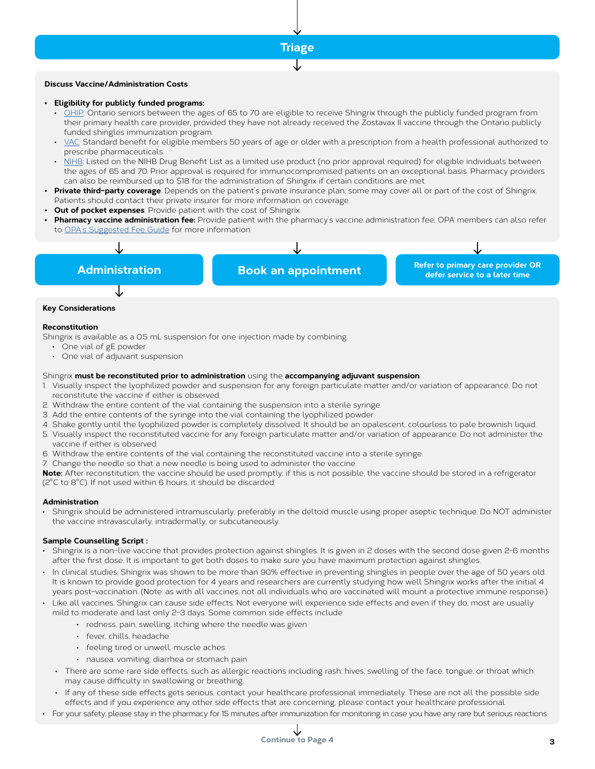## Triage

**Discuss Vaccine/Administration Costs**

- **Eligibility for publicly funded programs:**
  - OHIP: Ontario seniors between the ages of 65 to 70 are eligible to receive Shingrix through the publicly funded program from their primary health care provider, provided they have not already received the Zostavax II vaccine through the Ontario publicly funded shingles immunization program.
  - VAC: Standard benefit for eligible members 50 years of age or older with a prescription from a health professional authorized to prescribe pharmaceuticals.
  - NIHB: Listed on the NIHB Drug Benefit List as a limited use product (no prior approval required) for eligible individuals between the ages of 65 and 70. Prior approval is required for immunocompromised patients on an exceptional basis. Pharmacy providers can also be reimbursed up to $18 for the administration of Shingrix if certain conditions are met.
- **Private third-party coverage**: Depends on the patient's private insurance plan; some may cover all or part of the cost of Shingrix. Patients should contact their private insurer for more information on coverage.
- **Out of pocket expenses**: Provide patient with the cost of Shingrix.
- **Pharmacy vaccine administration fee:** Provide patient with the pharmacy's vaccine administration fee; OPA members can also refer to OPA's Suggested Fee Guide for more information

## Administration

## Book an appointment

## Refer to primary care provider OR defer service to a later time

**Key Considerations**

**Reconstitution**

Shingrix is available as a 0.5 mL suspension for one injection made by combining:

- One vial of gE powder
- One vial of adjuvant suspension

Shingrix **must be reconstituted prior to administration** using the **accompanying adjuvant suspension**.

1. Visually inspect the lyophilized powder and suspension for any foreign particulate matter and/or variation of appearance. Do not reconstitute the vaccine if either is observed.
2. Withdraw the entire content of the vial containing the suspension into a sterile syringe.
3. Add the entire contents of the syringe into the vial containing the lyophilized powder.
4. Shake gently until the lyophilized powder is completely dissolved. It should be an opalescent, colourless to pale brownish liquid.
5. Visually inspect the reconstituted vaccine for any foreign particulate matter and/or variation of appearance. Do not administer the vaccine if either is observed.
6. Withdraw the entire contents of the vial containing the reconstituted vaccine into a sterile syringe.
7. Change the needle so that a new needle is being used to administer the vaccine.

**Note:** After reconstitution, the vaccine should be used promptly; if this is not possible, the vaccine should be stored in a refrigerator (2°C to 8°C). If not used within 6 hours, it should be discarded.

**Administration**

- Shingrix should be administered intramuscularly, preferably in the deltoid muscle using proper aseptic technique. Do NOT administer the vaccine intravascularly, intradermally, or subcutaneously.

**Sample Counselling Script :**

- Shingrix is a non-live vaccine that provides protection against shingles. It is given in 2 doses with the second dose given 2-6 months after the first dose. It is important to get both doses to make sure you have maximum protection against shingles.
- In clinical studies, Shingrix was shown to be more than 90% effective in preventing shingles in people over the age of 50 years old. It is known to provide good protection for 4 years and researchers are currently studying how well Shingrix works after the initial 4 years post-vaccination. (Note: as with all vaccines, not all individuals who are vaccinated will mount a protective immune response.)
- Like all vaccines, Shingrix can cause side effects. Not everyone will experience side effects and even if they do, most are usually mild to moderate and last only 2-3 days. Some common side effects include:
  - redness, pain, swelling, itching where the needle was given
  - fever, chills, headache
  - feeling tired or unwell, muscle aches
  - nausea, vomiting, diarrhea or stomach pain
  - There are some rare side effects, such as allergic reactions including rash, hives, swelling of the face, tongue, or throat which may cause difficulty in swallowing or breathing.
  - If any of these side effects gets serious, contact your healthcare professional immediately. These are not all the possible side effects and if you experience any other side effects that are concerning, please contact your healthcare professional.
- For your safety, please stay in the pharmacy for 15 minutes after immunization for monitoring in case you have any rare but serious reactions.

Continue to Page 4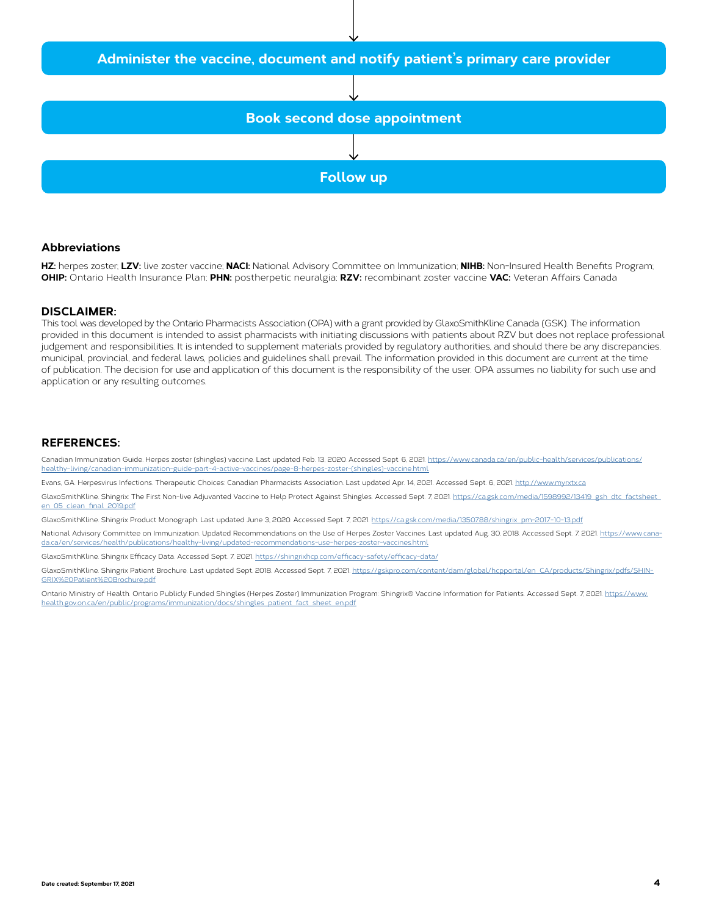**Administer the vaccine, document and notify patient's primary care provider**

↓

**Book second dose appointment**

↓

**Follow up**

### Abbreviations

**HZ:** herpes zoster; **LZV:** live zoster vaccine; **NACI:** National Advisory Committee on Immunization; **NIHB:** Non-Insured Health Benefits Program; **OHIP:** Ontario Health Insurance Plan; **PHN:** postherpetic neuralgia; **RZV:** recombinant zoster vaccine **VAC:** Veteran Affairs Canada

### DISCLAIMER:

This tool was developed by the Ontario Pharmacists Association (OPA) with a grant provided by GlaxoSmithKline Canada (GSK). The information provided in this document is intended to assist pharmacists with initiating discussions with patients about RZV but does not replace professional judgement and responsibilities. It is intended to supplement materials provided by regulatory authorities, and should there be any discrepancies, municipal, provincial, and federal laws, policies and guidelines shall prevail. The information provided in this document are current at the time of publication. The decision for use and application of this document is the responsibility of the user. OPA assumes no liability for such use and application or any resulting outcomes.

### REFERENCES:

Canadian Immunization Guide. Herpes zoster (shingles) vaccine. Last updated Feb. 13, 2020. Accessed Sept. 6, 2021. https://www.canada.ca/en/public-health/services/publications/healthy-living/canadian-immunization-guide-part-4-active-vaccines/page-8-herpes-zoster-(shingles)-vaccine.html

Evans, GA. Herpesvirus Infections. Therapeutic Choices. Canadian Pharmacists Association. Last updated Apr. 14, 2021. Accessed Sept. 6, 2021. http://www.myrxtx.ca

GlaxoSmithKline. Shingrix: The First Non-live Adjuvanted Vaccine to Help Protect Against Shingles. Accessed Sept. 7, 2021. https://ca.gsk.com/media/1598992/13419_gsh_dtc_factsheet_en_05_clean_final_2019.pdf

GlaxoSmithKline. Shingrix Product Monograph. Last updated June 3, 2020. Accessed Sept. 7, 2021. https://ca.gsk.com/media/1350788/shingrix_pm-2017-10-13.pdf

National Advisory Committee on Immunization. Updated Recommendations on the Use of Herpes Zoster Vaccines. Last updated Aug. 30, 2018. Accessed Sept. 7, 2021. https://www.canada.ca/en/services/health/publications/healthy-living/updated-recommendations-use-herpes-zoster-vaccines.html

GlaxoSmithKline. Shingrix Efficacy Data. Accessed Sept. 7, 2021. https://shingrixhcp.com/efficacy-safety/efficacy-data/

GlaxoSmithKline. Shingrix Patient Brochure. Last updated Sept. 2018. Accessed Sept. 7, 2021. https://gskpro.com/content/dam/global/hcpportal/en_CA/products/Shingrix/pdfs/SHINGRIX%20Patient%20Brochure.pdf

Ontario Ministry of Health. Ontario Publicly Funded Shingles (Herpes Zoster) Immunization Program: Shingrix® Vaccine Information for Patients. Accessed Sept. 7, 2021. https://www.health.gov.on.ca/en/public/programs/immunization/docs/shingles_patient_fact_sheet_en.pdf

**Date created: September 17, 2021**